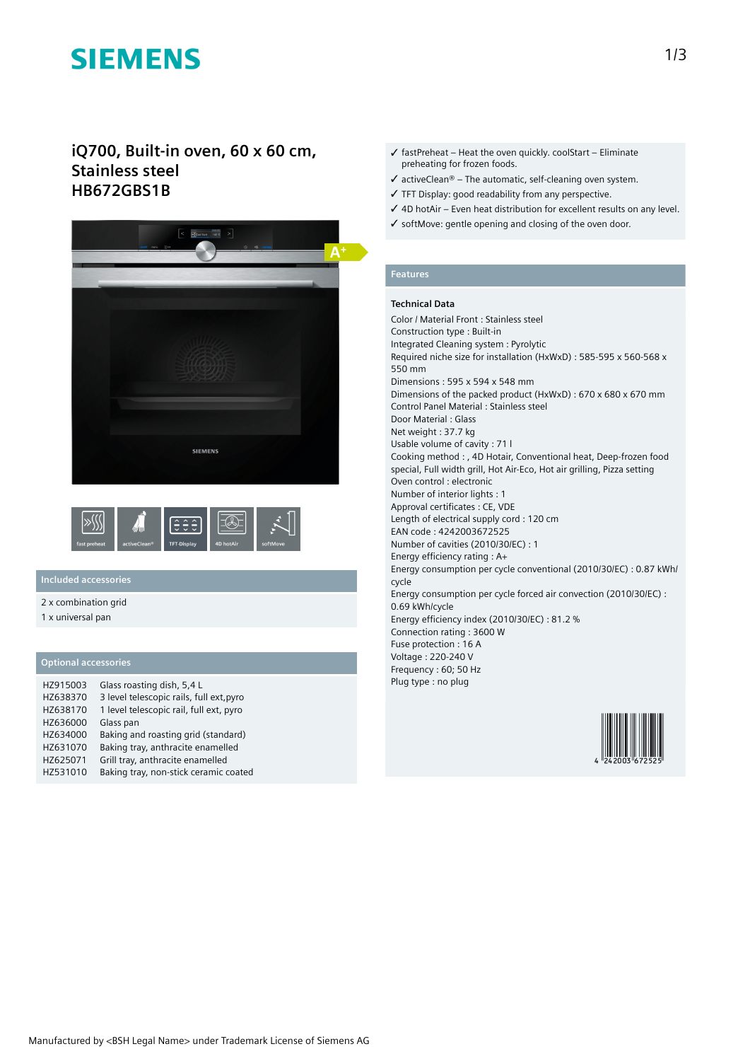# SIEMENS

## iQ700, Built-in oven, 60 x 60 cm, Stainless steel
## HB672GBS1B

fast preheat | activeClean® | TFT-Display | 4D hotAir | softMove

### Included accessories

2 x combination grid
1 x universal pan

### Optional accessories

| | |
|---|---|
| HZ915003 | Glass roasting dish, 5,4 L |
| HZ638370 | 3 level telescopic rails, full ext,pyro |
| HZ638170 | 1 level telescopic rail, full ext, pyro |
| HZ636000 | Glass pan |
| HZ634000 | Baking and roasting grid (standard) |
| HZ631070 | Baking tray, anthracite enamelled |
| HZ625071 | Grill tray, anthracite enamelled |
| HZ531010 | Baking tray, non-stick ceramic coated |

- ✓ fastPreheat – Heat the oven quickly. coolStart – Eliminate preheating for frozen foods.
- ✓ activeClean® – The automatic, self-cleaning oven system.
- ✓ TFT Display: good readability from any perspective.
- ✓ 4D hotAir – Even heat distribution for excellent results on any level.
- ✓ softMove: gentle opening and closing of the oven door.

### Features

**Technical Data**

Color / Material Front : Stainless steel
Construction type : Built-in
Integrated Cleaning system : Pyrolytic
Required niche size for installation (HxWxD) : 585-595 x 560-568 x 550 mm
Dimensions : 595 x 594 x 548 mm
Dimensions of the packed product (HxWxD) : 670 x 680 x 670 mm
Control Panel Material : Stainless steel
Door Material : Glass
Net weight : 37.7 kg
Usable volume of cavity : 71 l
Cooking method : , 4D Hotair, Conventional heat, Deep-frozen food special, Full width grill, Hot Air-Eco, Hot air grilling, Pizza setting
Oven control : electronic
Number of interior lights : 1
Approval certificates : CE, VDE
Length of electrical supply cord : 120 cm
EAN code : 4242003672525
Number of cavities (2010/30/EC) : 1
Energy efficiency rating : A+
Energy consumption per cycle conventional (2010/30/EC) : 0.87 kWh/cycle
Energy consumption per cycle forced air convection (2010/30/EC) : 0.69 kWh/cycle
Energy efficiency index (2010/30/EC) : 81.2 %
Connection rating : 3600 W
Fuse protection : 16 A
Voltage : 220-240 V
Frequency : 60; 50 Hz
Plug type : no plug

4 242003 672525

Manufactured by <BSH Legal Name> under Trademark License of Siemens AG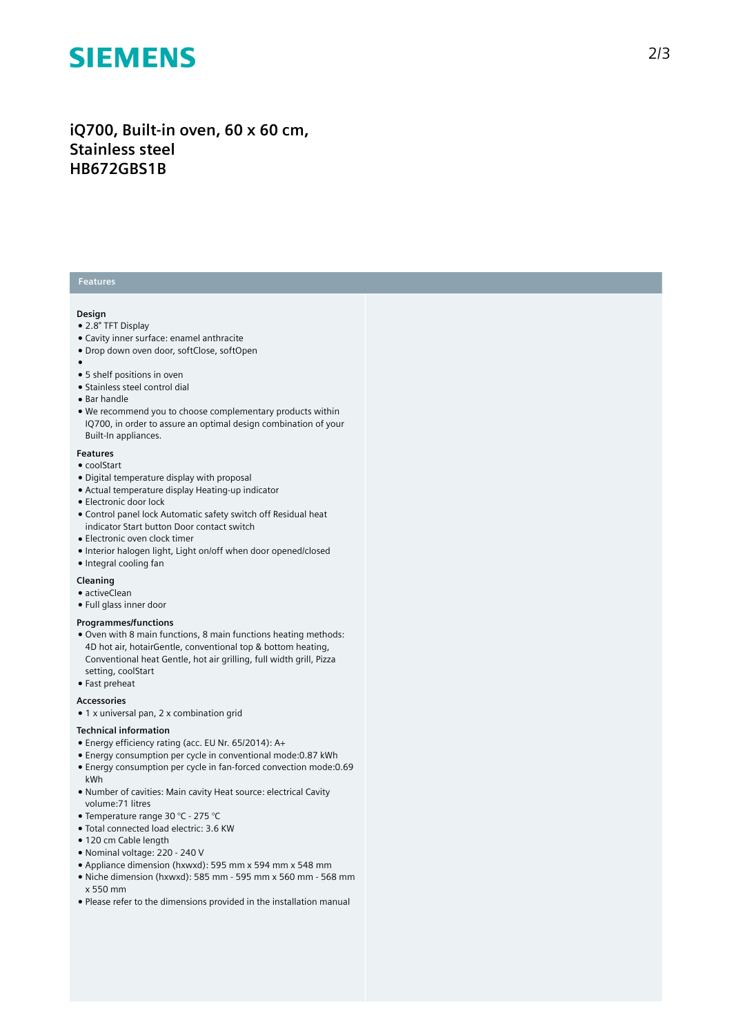# SIEMENS

## iQ700, Built-in oven, 60 x 60 cm, Stainless steel HB672GBS1B

### Features

#### Design

- 2.8" TFT Display
- Cavity inner surface: enamel anthracite
- Drop down oven door, softClose, softOpen
- 
- 5 shelf positions in oven
- Stainless steel control dial
- Bar handle
- We recommend you to choose complementary products within IQ700, in order to assure an optimal design combination of your Built-In appliances.

#### Features

- coolStart
- Digital temperature display with proposal
- Actual temperature display Heating-up indicator
- Electronic door lock
- Control panel lock Automatic safety switch off Residual heat indicator Start button Door contact switch
- Electronic oven clock timer
- Interior halogen light, Light on/off when door opened/closed
- Integral cooling fan

#### Cleaning

- activeClean
- Full glass inner door

#### Programmes/functions

- Oven with 8 main functions, 8 main functions heating methods: 4D hot air, hotairGentle, conventional top & bottom heating, Conventional heat Gentle, hot air grilling, full width grill, Pizza setting, coolStart
- Fast preheat

#### Accessories

- 1 x universal pan, 2 x combination grid

#### Technical information

- Energy efficiency rating (acc. EU Nr. 65/2014): A+
- Energy consumption per cycle in conventional mode:0.87 kWh
- Energy consumption per cycle in fan-forced convection mode:0.69 kWh
- Number of cavities: Main cavity Heat source: electrical Cavity volume:71 litres
- Temperature range 30 °C - 275 °C
- Total connected load electric: 3.6 KW
- 120 cm Cable length
- Nominal voltage: 220 - 240 V
- Appliance dimension (hxwxd): 595 mm x 594 mm x 548 mm
- Niche dimension (hxwxd): 585 mm - 595 mm x 560 mm - 568 mm x 550 mm
- Please refer to the dimensions provided in the installation manual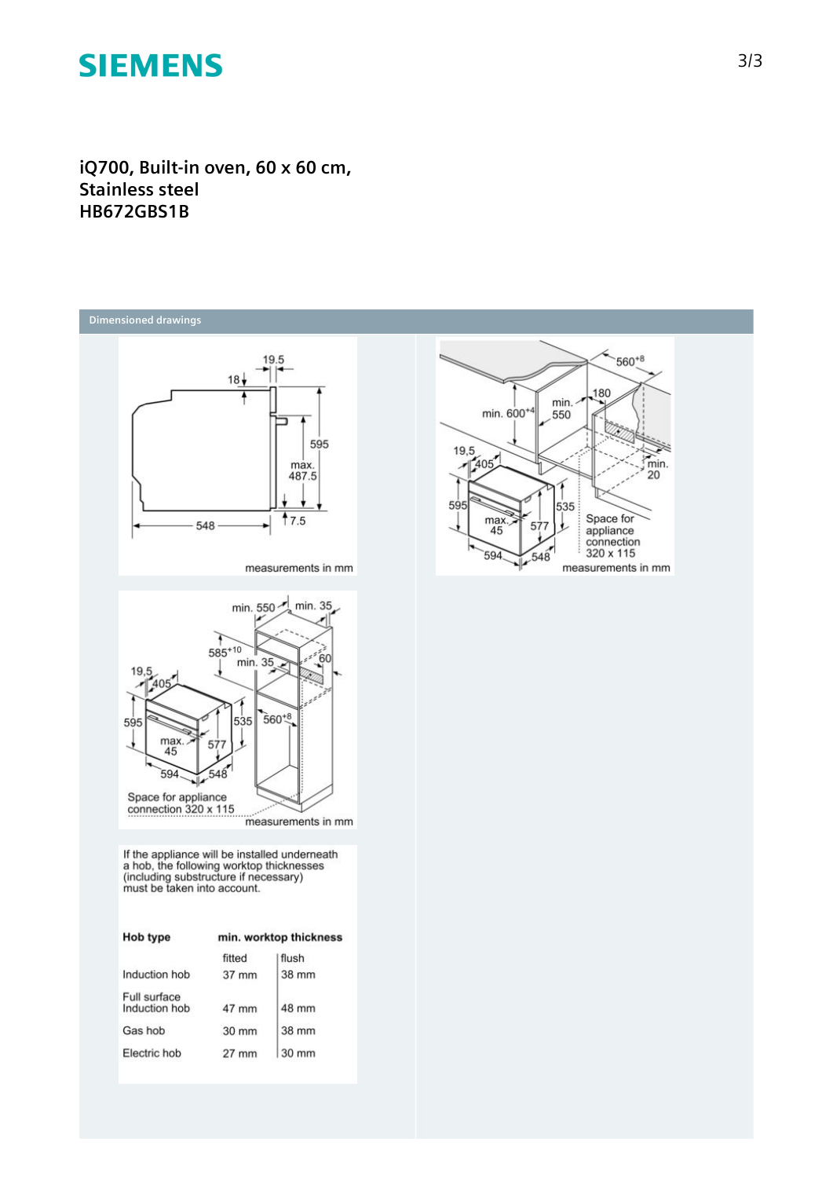**SIEMENS**

## iQ700, Built-in oven, 60 x 60 cm, Stainless steel
## HB672GBS1B

### Dimensioned drawings

19.5
18
595
max. 487.5
548
7.5
measurements in mm

min. 550
min. 35
$585^{+10}$
min. 35
60
19,5
405
595
535
$560^{+8}$
max. 45
577
594
548
Space for appliance connection 320 x 115
measurements in mm

If the appliance will be installed underneath a hob, the following worktop thicknesses (including substructure if necessary) must be taken into account.

| Hob type | min. worktop thickness | |
|---|---|---|
| | fitted | flush |
| Induction hob | 37 mm | 38 mm |
| Full surface Induction hob | 47 mm | 48 mm |
| Gas hob | 30 mm | 38 mm |
| Electric hob | 27 mm | 30 mm |

$560^{+8}$
min. $600^{+4}$
min. 550
180
19,5
405
595
min. 20
535
max. 45
577
Space for appliance connection 320 x 115
594
548
measurements in mm